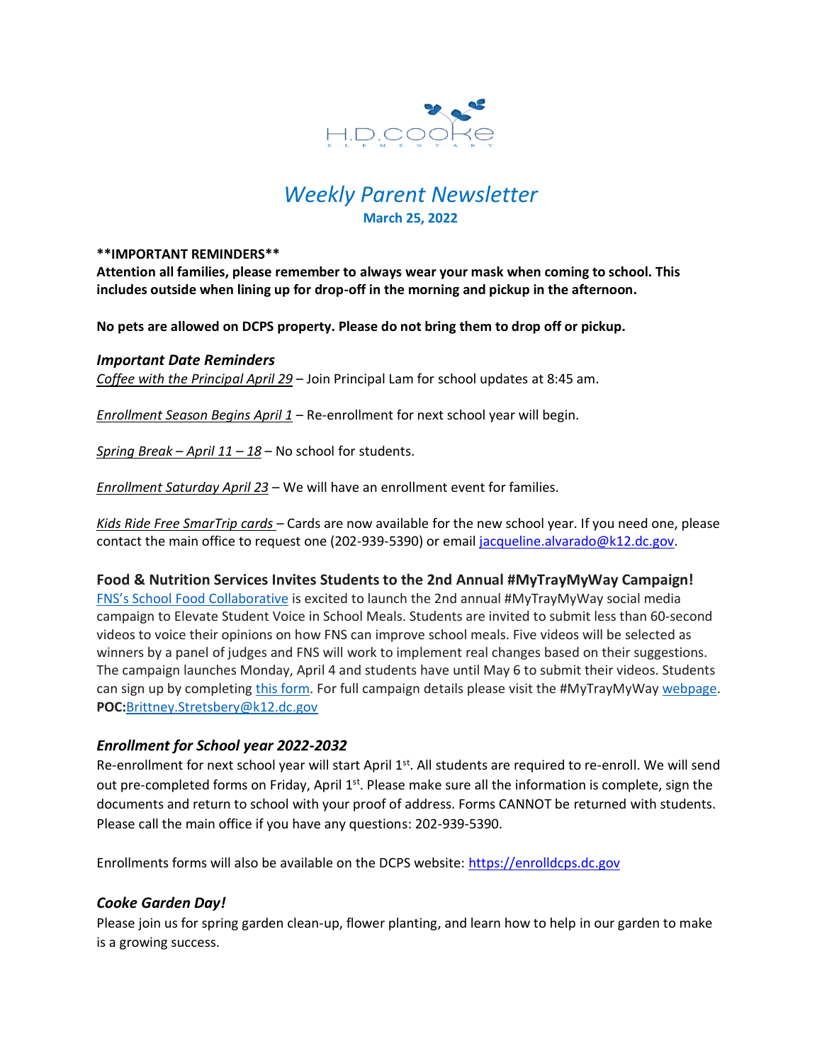H.D. COOKE
ELEMENTARY

# *Weekly Parent Newsletter*

**March 25, 2022**

**\*\*IMPORTANT REMINDERS\*\***

**Attention all families, please remember to always wear your mask when coming to school. This includes outside when lining up for drop-off in the morning and pickup in the afternoon.**

**No pets are allowed on DCPS property. Please do not bring them to drop off or pickup.**

### *Important Date Reminders*

*Coffee with the Principal April 29* – Join Principal Lam for school updates at 8:45 am.

*Enrollment Season Begins April 1* – Re-enrollment for next school year will begin.

*Spring Break – April 11 – 18* – No school for students.

*Enrollment Saturday April 23* – We will have an enrollment event for families.

*Kids Ride Free SmarTrip cards* – Cards are now available for the new school year. If you need one, please contact the main office to request one (202-939-5390) or email jacqueline.alvarado@k12.dc.gov.

### Food & Nutrition Services Invites Students to the 2nd Annual #MyTrayMyWay Campaign!

FNS's School Food Collaborative is excited to launch the 2nd annual #MyTrayMyWay social media campaign to Elevate Student Voice in School Meals. Students are invited to submit less than 60-second videos to voice their opinions on how FNS can improve school meals. Five videos will be selected as winners by a panel of judges and FNS will work to implement real changes based on their suggestions. The campaign launches Monday, April 4 and students have until May 6 to submit their videos. Students can sign up by completing this form. For full campaign details please visit the #MyTrayMyWay webpage. **POC:**Brittney.Stretsbery@k12.dc.gov

### *Enrollment for School year 2022-2032*

Re-enrollment for next school year will start April 1st. All students are required to re-enroll. We will send out pre-completed forms on Friday, April 1st. Please make sure all the information is complete, sign the documents and return to school with your proof of address. Forms CANNOT be returned with students. Please call the main office if you have any questions: 202-939-5390.

Enrollments forms will also be available on the DCPS website: https://enrolldcps.dc.gov

### *Cooke Garden Day!*

Please join us for spring garden clean-up, flower planting, and learn how to help in our garden to make is a growing success.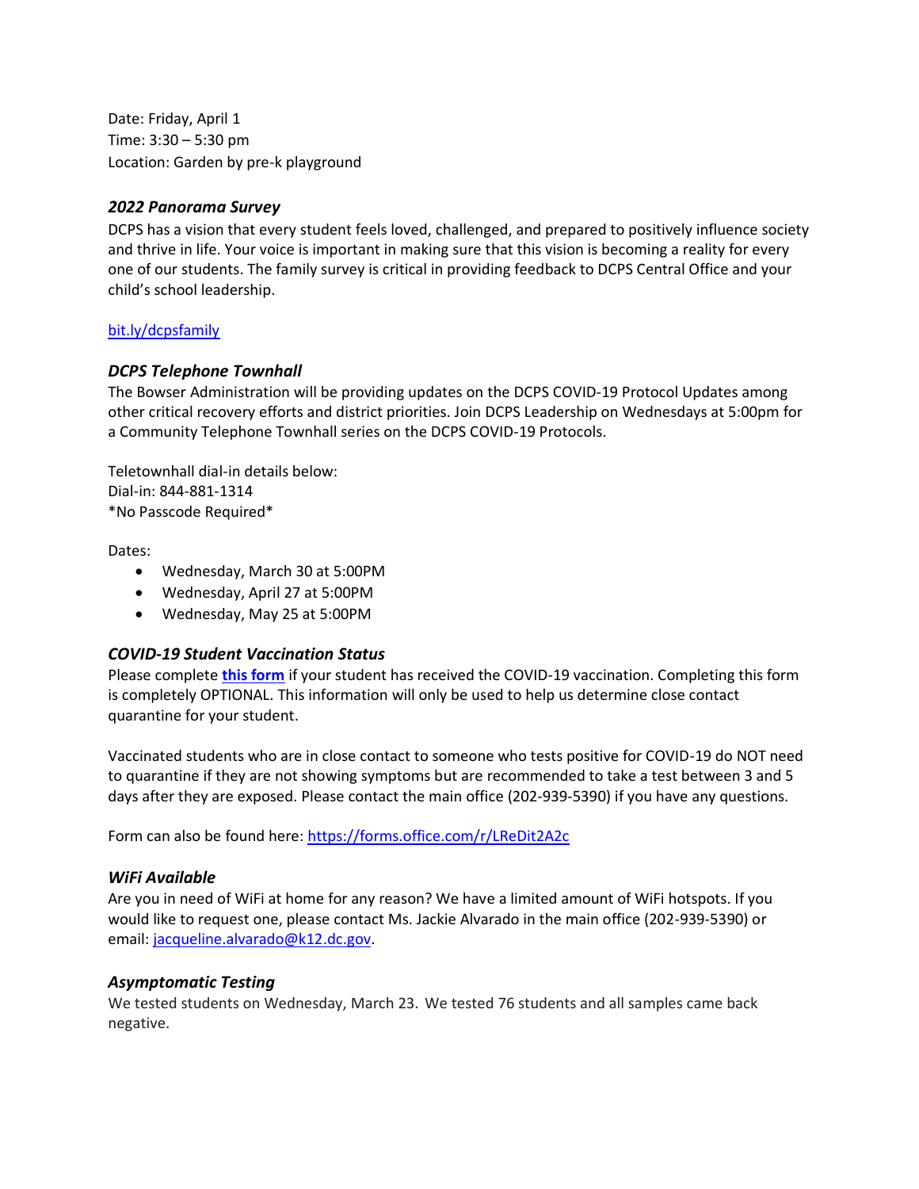Date: Friday, April 1
Time: 3:30 – 5:30 pm
Location: Garden by pre-k playground

### *2022 Panorama Survey*

DCPS has a vision that every student feels loved, challenged, and prepared to positively influence society and thrive in life. Your voice is important in making sure that this vision is becoming a reality for every one of our students. The family survey is critical in providing feedback to DCPS Central Office and your child's school leadership.

[bit.ly/dcpsfamily](bit.ly/dcpsfamily)

### *DCPS Telephone Townhall*

The Bowser Administration will be providing updates on the DCPS COVID-19 Protocol Updates among other critical recovery efforts and district priorities. Join DCPS Leadership on Wednesdays at 5:00pm for a Community Telephone Townhall series on the DCPS COVID-19 Protocols.

Teletownhall dial-in details below:
Dial-in: 844-881-1314
*No Passcode Required*

Dates:

- Wednesday, March 30 at 5:00PM
- Wednesday, April 27 at 5:00PM
- Wednesday, May 25 at 5:00PM

### *COVID-19 Student Vaccination Status*

Please complete **this form** if your student has received the COVID-19 vaccination. Completing this form is completely OPTIONAL. This information will only be used to help us determine close contact quarantine for your student.

Vaccinated students who are in close contact to someone who tests positive for COVID-19 do NOT need to quarantine if they are not showing symptoms but are recommended to take a test between 3 and 5 days after they are exposed. Please contact the main office (202-939-5390) if you have any questions.

Form can also be found here: https://forms.office.com/r/LReDit2A2c

### *WiFi Available*

Are you in need of WiFi at home for any reason? We have a limited amount of WiFi hotspots. If you would like to request one, please contact Ms. Jackie Alvarado in the main office (202-939-5390) or email: jacqueline.alvarado@k12.dc.gov.

### *Asymptomatic Testing*

We tested students on Wednesday, March 23. We tested 76 students and all samples came back negative.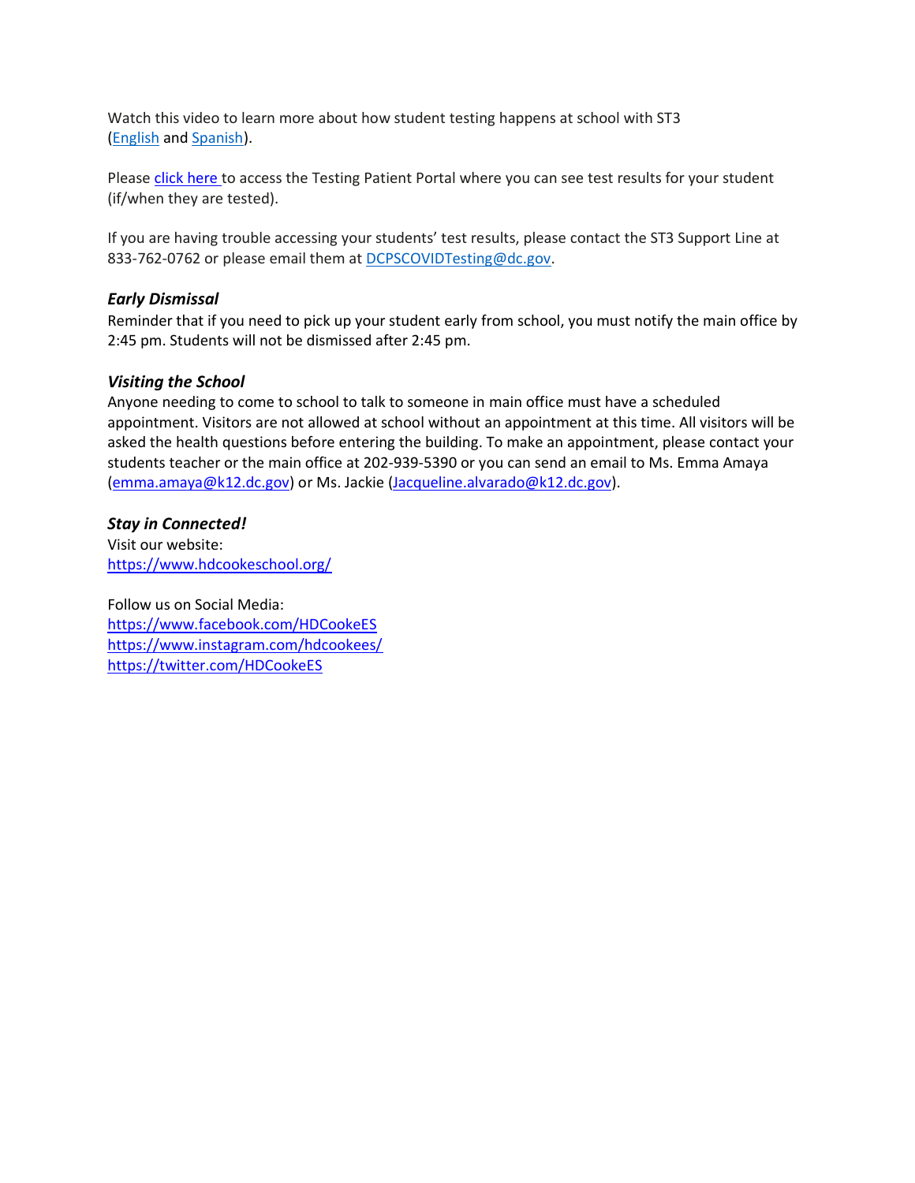Watch this video to learn more about how student testing happens at school with ST3 (English and Spanish).

Please click here to access the Testing Patient Portal where you can see test results for your student (if/when they are tested).

If you are having trouble accessing your students' test results, please contact the ST3 Support Line at 833-762-0762 or please email them at DCPSCOVIDTesting@dc.gov.

***Early Dismissal***

Reminder that if you need to pick up your student early from school, you must notify the main office by 2:45 pm. Students will not be dismissed after 2:45 pm.

***Visiting the School***

Anyone needing to come to school to talk to someone in main office must have a scheduled appointment. Visitors are not allowed at school without an appointment at this time. All visitors will be asked the health questions before entering the building. To make an appointment, please contact your students teacher or the main office at 202-939-5390 or you can send an email to Ms. Emma Amaya (emma.amaya@k12.dc.gov) or Ms. Jackie (Jacqueline.alvarado@k12.dc.gov).

***Stay in Connected!***

Visit our website:
https://www.hdcookeschool.org/

Follow us on Social Media:
https://www.facebook.com/HDCookeES
https://www.instagram.com/hdcookees/
https://twitter.com/HDCookeES